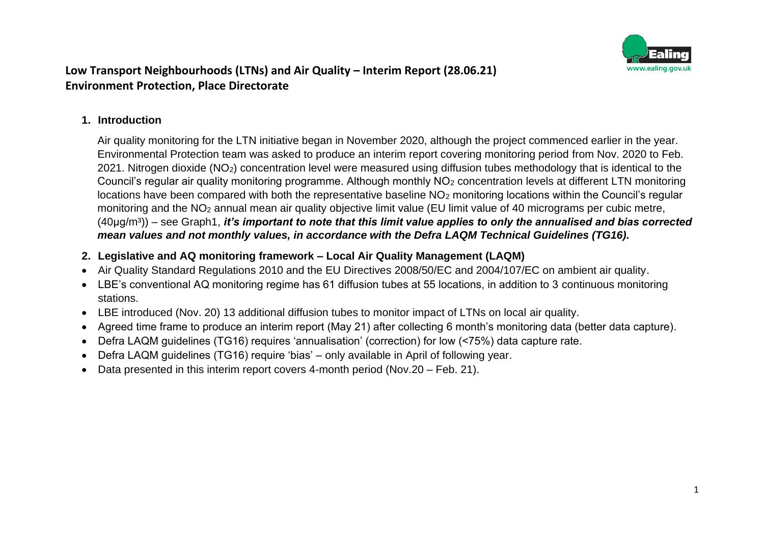# Low Transport Neighbourhoods (LTNs) and Air Quality – Interim Report (28.06.21)

## Environment Protection, Place Directorate

### 1. Introduction

Air quality monitoring for the LTN initiative began in November 2020, although the project commenced earlier in the year. Environmental Protection team was asked to produce an interim report covering monitoring period from Nov. 2020 to Feb. 2021. Nitrogen dioxide ($NO_2$) concentration level were measured using diffusion tubes methodology that is identical to the Council's regular air quality monitoring programme. Although monthly $NO_2$ concentration levels at different LTN monitoring locations have been compared with both the representative baseline $NO_2$ monitoring locations within the Council's regular monitoring and the $NO_2$ annual mean air quality objective limit value (EU limit value of 40 micrograms per cubic metre, (40µg/m³)) – see Graph1, ***it's important to note that this limit value applies to only the annualised and bias corrected mean values and not monthly values, in accordance with the Defra LAQM Technical Guidelines (TG16).***

### 2. Legislative and AQ monitoring framework – Local Air Quality Management (LAQM)

- Air Quality Standard Regulations 2010 and the EU Directives 2008/50/EC and 2004/107/EC on ambient air quality.
- LBE's conventional AQ monitoring regime has 61 diffusion tubes at 55 locations, in addition to 3 continuous monitoring stations.
- LBE introduced (Nov. 20) 13 additional diffusion tubes to monitor impact of LTNs on local air quality.
- Agreed time frame to produce an interim report (May 21) after collecting 6 month's monitoring data (better data capture).
- Defra LAQM guidelines (TG16) requires 'annualisation' (correction) for low (<75%) data capture rate.
- Defra LAQM guidelines (TG16) require 'bias' – only available in April of following year.
- Data presented in this interim report covers 4-month period (Nov.20 – Feb. 21).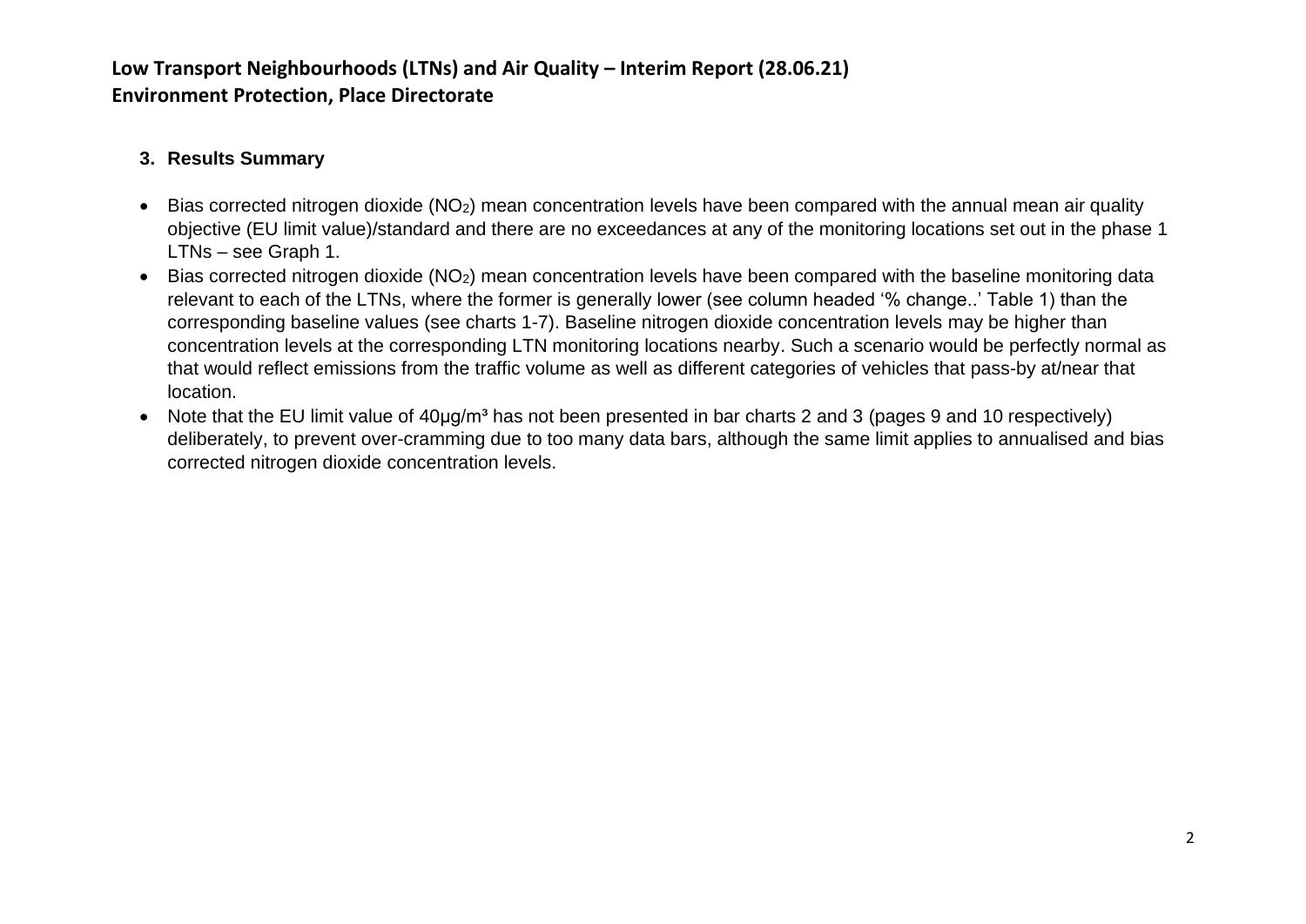## 3. Results Summary

- Bias corrected nitrogen dioxide ($NO_2$) mean concentration levels have been compared with the annual mean air quality objective (EU limit value)/standard and there are no exceedances at any of the monitoring locations set out in the phase 1 LTNs – see Graph 1.
- Bias corrected nitrogen dioxide ($NO_2$) mean concentration levels have been compared with the baseline monitoring data relevant to each of the LTNs, where the former is generally lower (see column headed '% change..' Table 1) than the corresponding baseline values (see charts 1-7). Baseline nitrogen dioxide concentration levels may be higher than concentration levels at the corresponding LTN monitoring locations nearby. Such a scenario would be perfectly normal as that would reflect emissions from the traffic volume as well as different categories of vehicles that pass-by at/near that location.
- Note that the EU limit value of 40µg/m³ has not been presented in bar charts 2 and 3 (pages 9 and 10 respectively) deliberately, to prevent over-cramming due to too many data bars, although the same limit applies to annualised and bias corrected nitrogen dioxide concentration levels.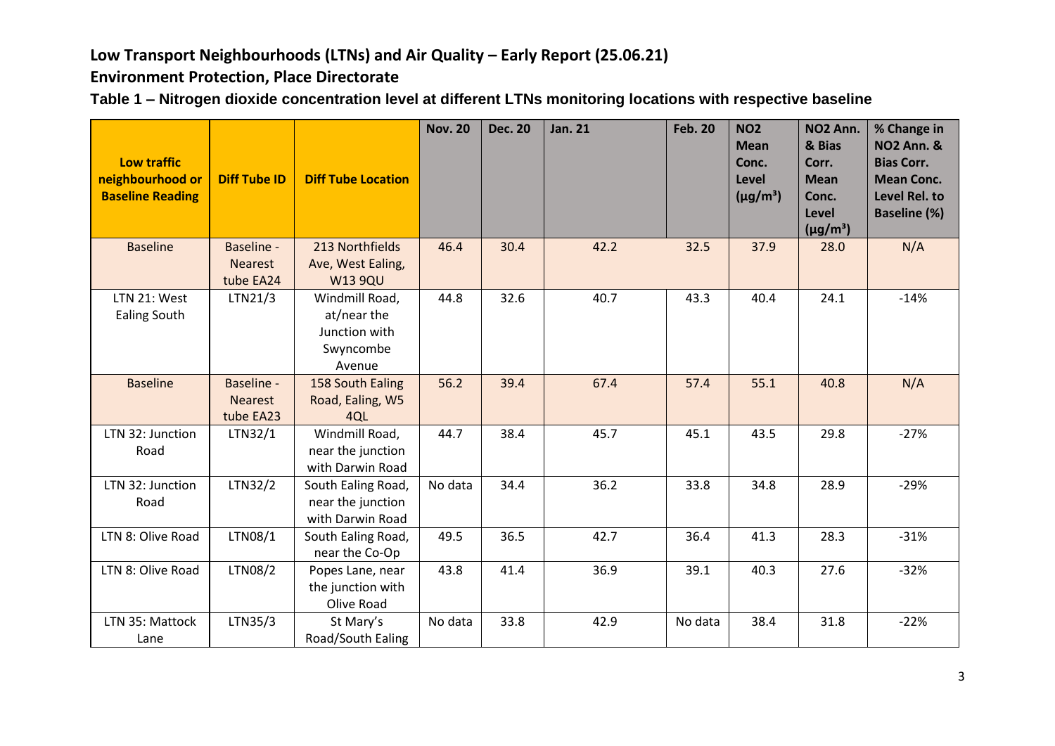## Low Transport Neighbourhoods (LTNs) and Air Quality – Early Report (25.06.21)

## Environment Protection, Place Directorate

### Table 1 – Nitrogen dioxide concentration level at different LTNs monitoring locations with respective baseline

| Low traffic neighbourhood or Baseline Reading | Diff Tube ID | Diff Tube Location | Nov. 20 | Dec. 20 | Jan. 21 | Feb. 20 | $NO_2$ Mean Conc. Level (µg/m³) | $NO_2$ Ann. & Bias Corr. Mean Conc. Level (µg/m³) | % Change in $NO_2$ Ann. & Bias Corr. Mean Conc. Level Rel. to Baseline (%) |
|---|---|---|---|---|---|---|---|---|---|
| Baseline | Baseline - Nearest tube EA24 | 213 Northfields Ave, West Ealing, W13 9QU | 46.4 | 30.4 | 42.2 | 32.5 | 37.9 | 28.0 | N/A |
| LTN 21: West Ealing South | LTN21/3 | Windmill Road, at/near the Junction with Swyncombe Avenue | 44.8 | 32.6 | 40.7 | 43.3 | 40.4 | 24.1 | -14% |
| Baseline | Baseline - Nearest tube EA23 | 158 South Ealing Road, Ealing, W5 4QL | 56.2 | 39.4 | 67.4 | 57.4 | 55.1 | 40.8 | N/A |
| LTN 32: Junction Road | LTN32/1 | Windmill Road, near the junction with Darwin Road | 44.7 | 38.4 | 45.7 | 45.1 | 43.5 | 29.8 | -27% |
| LTN 32: Junction Road | LTN32/2 | South Ealing Road, near the junction with Darwin Road | No data | 34.4 | 36.2 | 33.8 | 34.8 | 28.9 | -29% |
| LTN 8: Olive Road | LTN08/1 | South Ealing Road, near the Co-Op | 49.5 | 36.5 | 42.7 | 36.4 | 41.3 | 28.3 | -31% |
| LTN 8: Olive Road | LTN08/2 | Popes Lane, near the junction with Olive Road | 43.8 | 41.4 | 36.9 | 39.1 | 40.3 | 27.6 | -32% |
| LTN 35: Mattock Lane | LTN35/3 | St Mary's Road/South Ealing | No data | 33.8 | 42.9 | No data | 38.4 | 31.8 | -22% |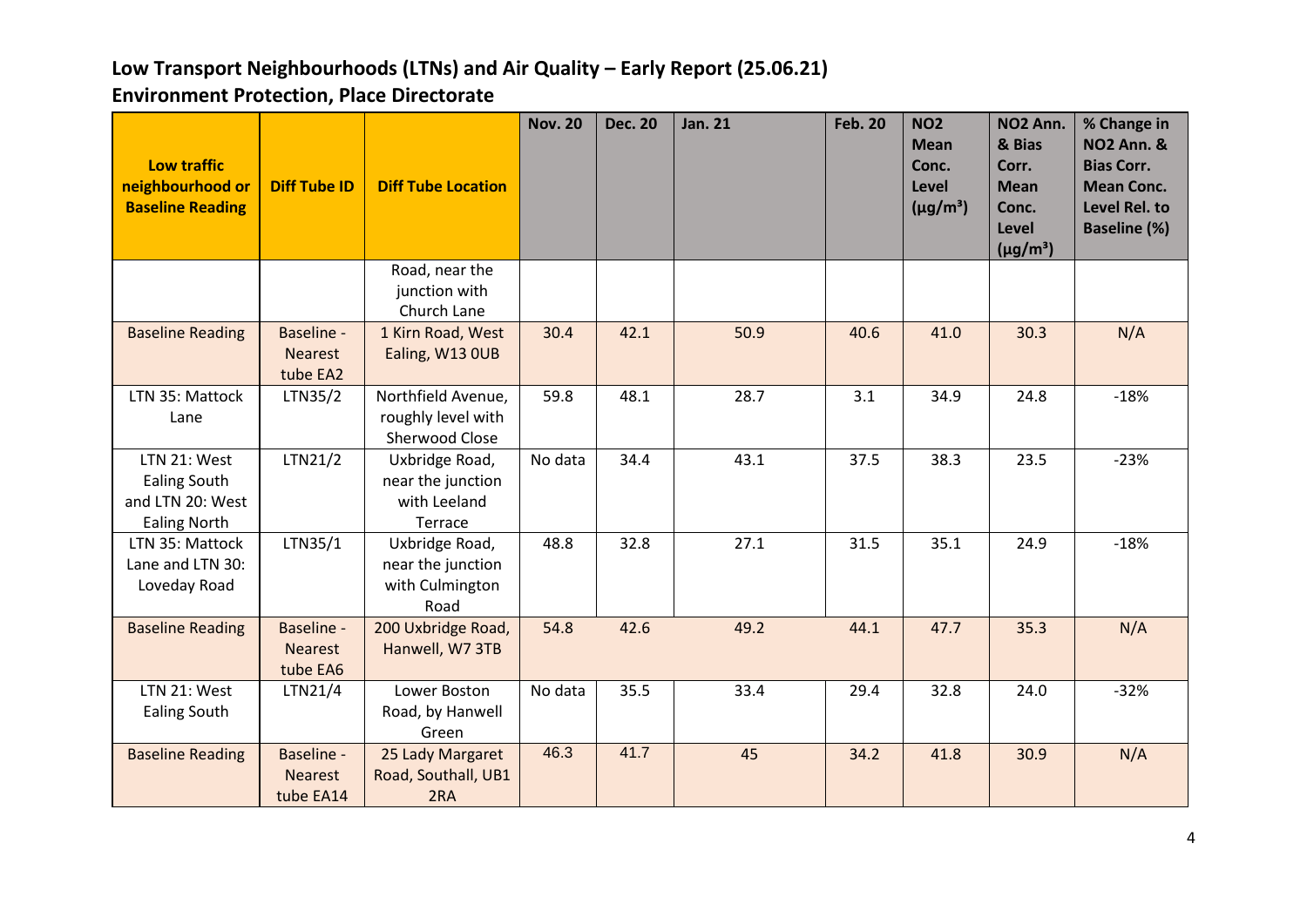## Low Transport Neighbourhoods (LTNs) and Air Quality – Early Report (25.06.21)
## Environment Protection, Place Directorate

| Low traffic neighbourhood or Baseline Reading | Diff Tube ID | Diff Tube Location | Nov. 20 | Dec. 20 | Jan. 21 | Feb. 20 | $NO_2$ Mean Conc. Level (µg/m³) | $NO_2$ Ann. & Bias Corr. Mean Conc. Level (µg/m³) | % Change in $NO_2$ Ann. & Bias Corr. Mean Conc. Level Rel. to Baseline (%) |
|---|---|---|---|---|---|---|---|---|---|
| | | Road, near the junction with Church Lane | | | | | | | |
| Baseline Reading | Baseline - Nearest tube EA2 | 1 Kirn Road, West Ealing, W13 0UB | 30.4 | 42.1 | 50.9 | 40.6 | 41.0 | 30.3 | N/A |
| LTN 35: Mattock Lane | LTN35/2 | Northfield Avenue, roughly level with Sherwood Close | 59.8 | 48.1 | 28.7 | 3.1 | 34.9 | 24.8 | -18% |
| LTN 21: West Ealing South and LTN 20: West Ealing North | LTN21/2 | Uxbridge Road, near the junction with Leeland Terrace | No data | 34.4 | 43.1 | 37.5 | 38.3 | 23.5 | -23% |
| LTN 35: Mattock Lane and LTN 30: Loveday Road | LTN35/1 | Uxbridge Road, near the junction with Culmington Road | 48.8 | 32.8 | 27.1 | 31.5 | 35.1 | 24.9 | -18% |
| Baseline Reading | Baseline - Nearest tube EA6 | 200 Uxbridge Road, Hanwell, W7 3TB | 54.8 | 42.6 | 49.2 | 44.1 | 47.7 | 35.3 | N/A |
| LTN 21: West Ealing South | LTN21/4 | Lower Boston Road, by Hanwell Green | No data | 35.5 | 33.4 | 29.4 | 32.8 | 24.0 | -32% |
| Baseline Reading | Baseline - Nearest tube EA14 | 25 Lady Margaret Road, Southall, UB1 2RA | 46.3 | 41.7 | 45 | 34.2 | 41.8 | 30.9 | N/A |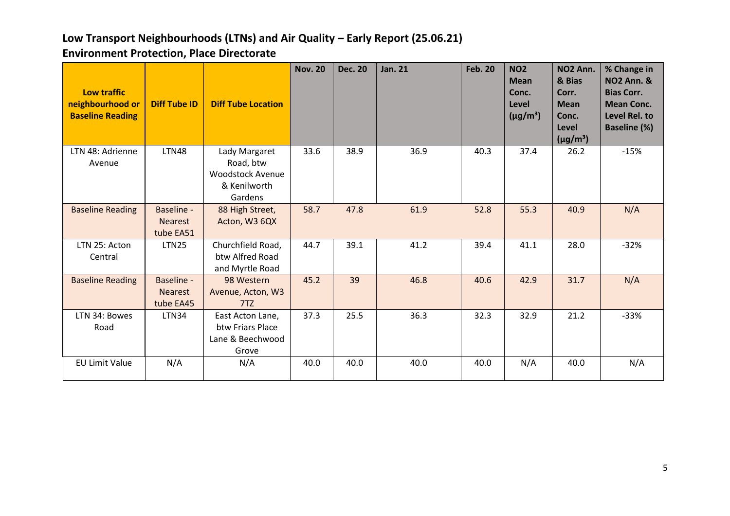## Low Transport Neighbourhoods (LTNs) and Air Quality – Early Report (25.06.21)

## Environment Protection, Place Directorate

| Low traffic neighbourhood or Baseline Reading | Diff Tube ID | Diff Tube Location | Nov. 20 | Dec. 20 | Jan. 21 | Feb. 20 | $NO_2$ Mean Conc. Level (µg/m³) | $NO_2$ Ann. & Bias Corr. Mean Conc. Level (µg/m³) | % Change in $NO_2$ Ann. & Bias Corr. Mean Conc. Level Rel. to Baseline (%) |
|---|---|---|---|---|---|---|---|---|---|
| LTN 48: Adrienne Avenue | LTN48 | Lady Margaret Road, btw Woodstock Avenue & Kenilworth Gardens | 33.6 | 38.9 | 36.9 | 40.3 | 37.4 | 26.2 | -15% |
| Baseline Reading | Baseline - Nearest tube EA51 | 88 High Street, Acton, W3 6QX | 58.7 | 47.8 | 61.9 | 52.8 | 55.3 | 40.9 | N/A |
| LTN 25: Acton Central | LTN25 | Churchfield Road, btw Alfred Road and Myrtle Road | 44.7 | 39.1 | 41.2 | 39.4 | 41.1 | 28.0 | -32% |
| Baseline Reading | Baseline - Nearest tube EA45 | 98 Western Avenue, Acton, W3 7TZ | 45.2 | 39 | 46.8 | 40.6 | 42.9 | 31.7 | N/A |
| LTN 34: Bowes Road | LTN34 | East Acton Lane, btw Friars Place Lane & Beechwood Grove | 37.3 | 25.5 | 36.3 | 32.3 | 32.9 | 21.2 | -33% |
| EU Limit Value | N/A | N/A | 40.0 | 40.0 | 40.0 | 40.0 | N/A | 40.0 | N/A |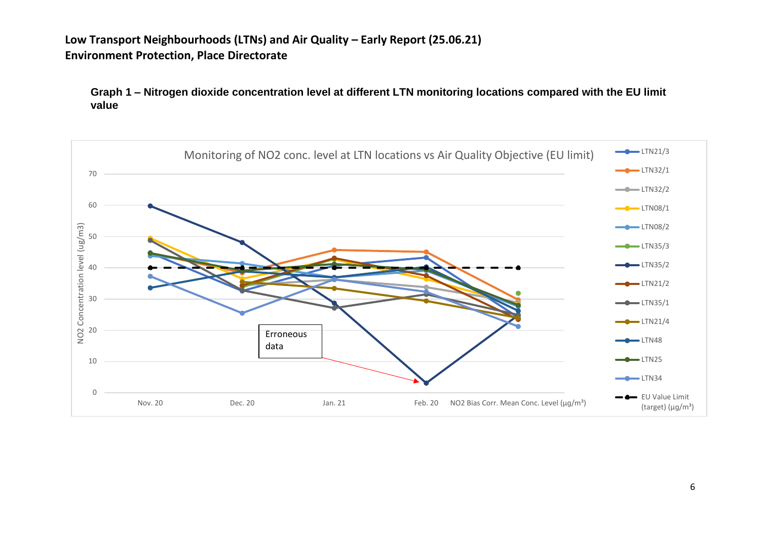# Low Transport Neighbourhoods (LTNs) and Air Quality – Early Report (25.06.21)
## Environment Protection, Place Directorate

**Graph 1 – Nitrogen dioxide concentration level at different LTN monitoring locations compared with the EU limit value**

Monitoring of NO2 conc. level at LTN locations vs Air Quality Objective (EU limit)

NO2 Concentration level (ug/m3)

Erroneous data

Nov. 20 | Dec. 20 | Jan. 21 | Feb. 20 | NO2 Bias Corr. Mean Conc. Level (µg/m³)

LTN21/3, LTN32/1, LTN32/2, LTN08/1, LTN08/2, LTN35/3, LTN35/2, LTN21/2, LTN35/1, LTN21/4, LTN48, LTN25, LTN34, EU Value Limit (target) (µg/m³)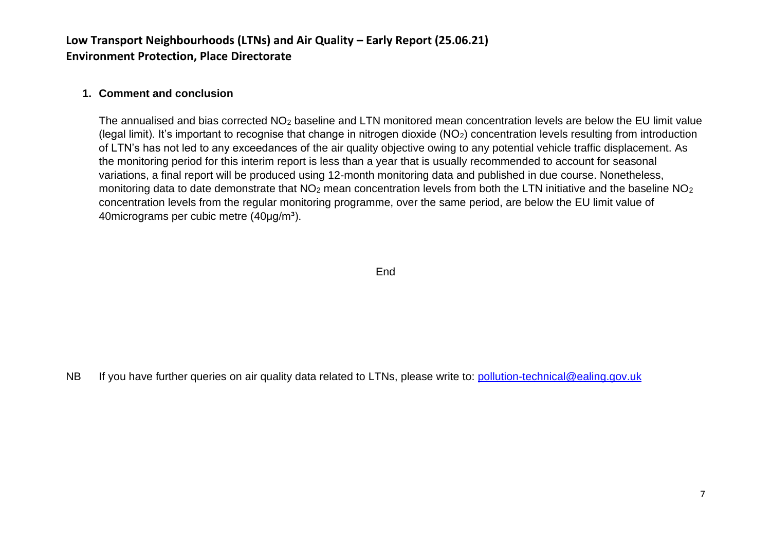## Low Transport Neighbourhoods (LTNs) and Air Quality – Early Report (25.06.21)
## Environment Protection, Place Directorate

### 1. Comment and conclusion

The annualised and bias corrected $NO_2$ baseline and LTN monitored mean concentration levels are below the EU limit value (legal limit). It's important to recognise that change in nitrogen dioxide ($NO_2$) concentration levels resulting from introduction of LTN's has not led to any exceedances of the air quality objective owing to any potential vehicle traffic displacement. As the monitoring period for this interim report is less than a year that is usually recommended to account for seasonal variations, a final report will be produced using 12-month monitoring data and published in due course. Nonetheless, monitoring data to date demonstrate that $NO_2$ mean concentration levels from both the LTN initiative and the baseline $NO_2$ concentration levels from the regular monitoring programme, over the same period, are below the EU limit value of 40micrograms per cubic metre (40µg/m$^3$).

End

NB If you have further queries on air quality data related to LTNs, please write to: pollution-technical@ealing.gov.uk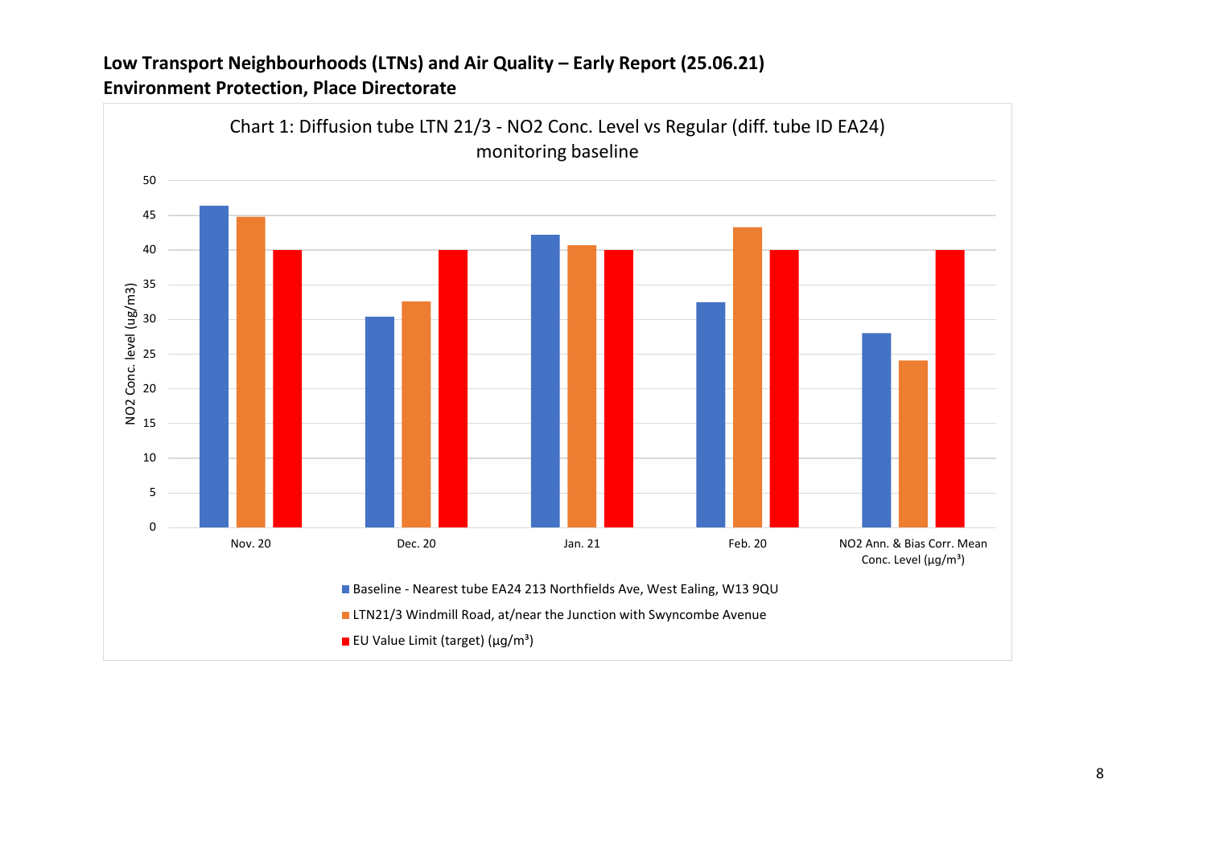**Low Transport Neighbourhoods (LTNs) and Air Quality – Early Report (25.06.21)**
**Environment Protection, Place Directorate**

Chart 1: Diffusion tube LTN 21/3 - NO2 Conc. Level vs Regular (diff. tube ID EA24) monitoring baseline

| | Nov. 20 | Dec. 20 | Jan. 21 | Feb. 20 | NO2 Ann. & Bias Corr. Mean Conc. Level (µg/m³) |
|---|---|---|---|---|---|
| Baseline - Nearest tube EA24 213 Northfields Ave, West Ealing, W13 9QU | 46.3 | 30.4 | 42.2 | 32.5 | 28 |
| LTN21/3 Windmill Road, at/near the Junction with Swyncombe Avenue | 44.8 | 32.6 | 40.7 | 43.3 | 24.1 |
| EU Value Limit (target) (µg/m³) | 40 | 40 | 40 | 40 | 40 |

Y-axis: NO2 Conc. level (ug/m3)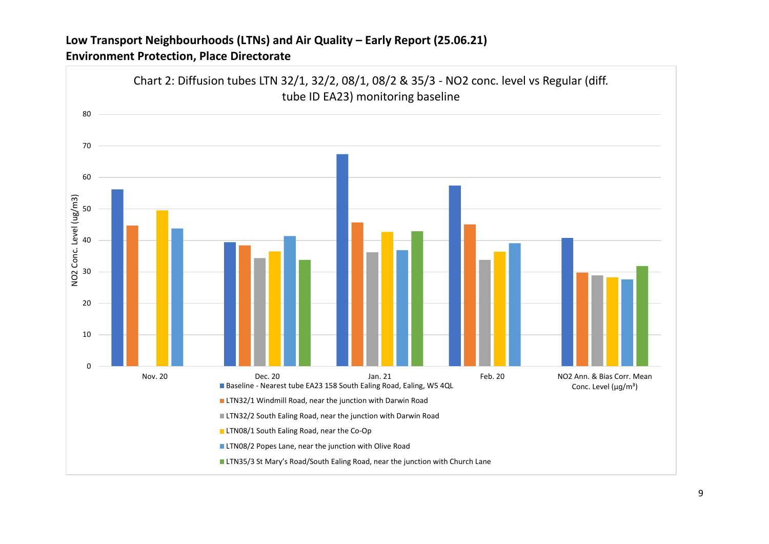**Low Transport Neighbourhoods (LTNs) and Air Quality – Early Report (25.06.21)**
**Environment Protection, Place Directorate**

Chart 2: Diffusion tubes LTN 32/1, 32/2, 08/1, 08/2 & 35/3 - NO2 conc. level vs Regular (diff. tube ID EA23) monitoring baseline

Y-axis: NO2 Conc. Level (ug/m3), 0–80

X-axis categories: Nov. 20; Dec. 20; Jan. 21; Feb. 20; NO2 Ann. & Bias Corr. Mean Conc. Level (µg/m³)

Legend:

- Baseline - Nearest tube EA23 158 South Ealing Road, Ealing, W5 4QL
- LTN32/1 Windmill Road, near the junction with Darwin Road
- LTN32/2 South Ealing Road, near the junction with Darwin Road
- LTN08/1 South Ealing Road, near the Co-Op
- LTN08/2 Popes Lane, near the junction with Olive Road
- LTN35/3 St Mary's Road/South Ealing Road, near the junction with Church Lane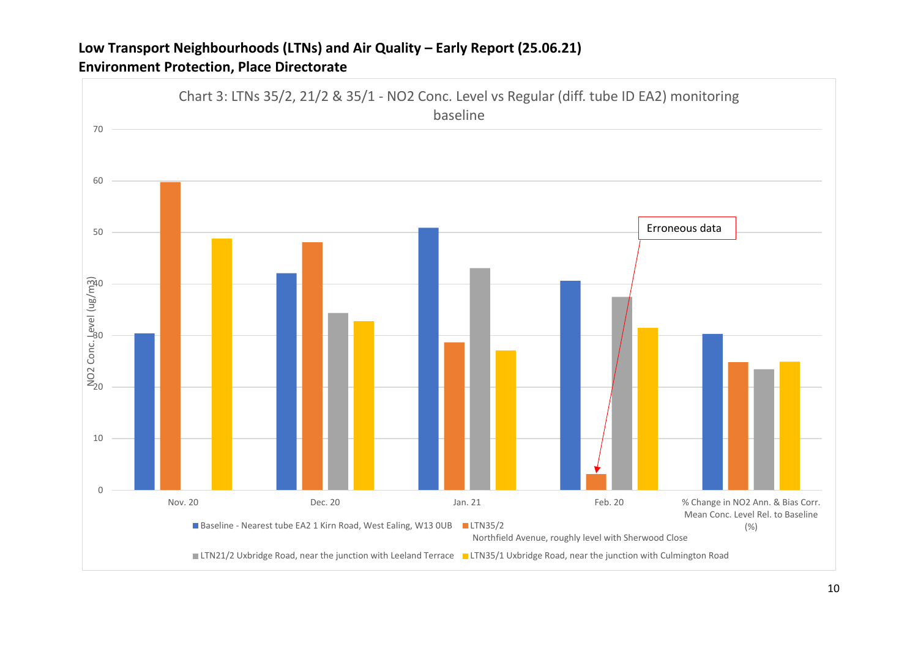**Low Transport Neighbourhoods (LTNs) and Air Quality – Early Report (25.06.21)**
**Environment Protection, Place Directorate**

Chart 3: LTNs 35/2, 21/2 & 35/1 - NO2 Conc. Level vs Regular (diff. tube ID EA2) monitoring baseline

NO2 Conc. Level (ug/m3)

Nov. 20 | Dec. 20 | Jan. 21 | Feb. 20 | % Change in NO2 Ann. & Bias Corr. Mean Conc. Level Rel. to Baseline (%)

Erroneous data

- Baseline - Nearest tube EA2 1 Kirn Road, West Ealing, W13 0UB
- LTN35/2 Northfield Avenue, roughly level with Sherwood Close
- LTN21/2 Uxbridge Road, near the junction with Leeland Terrace
- LTN35/1 Uxbridge Road, near the junction with Culmington Road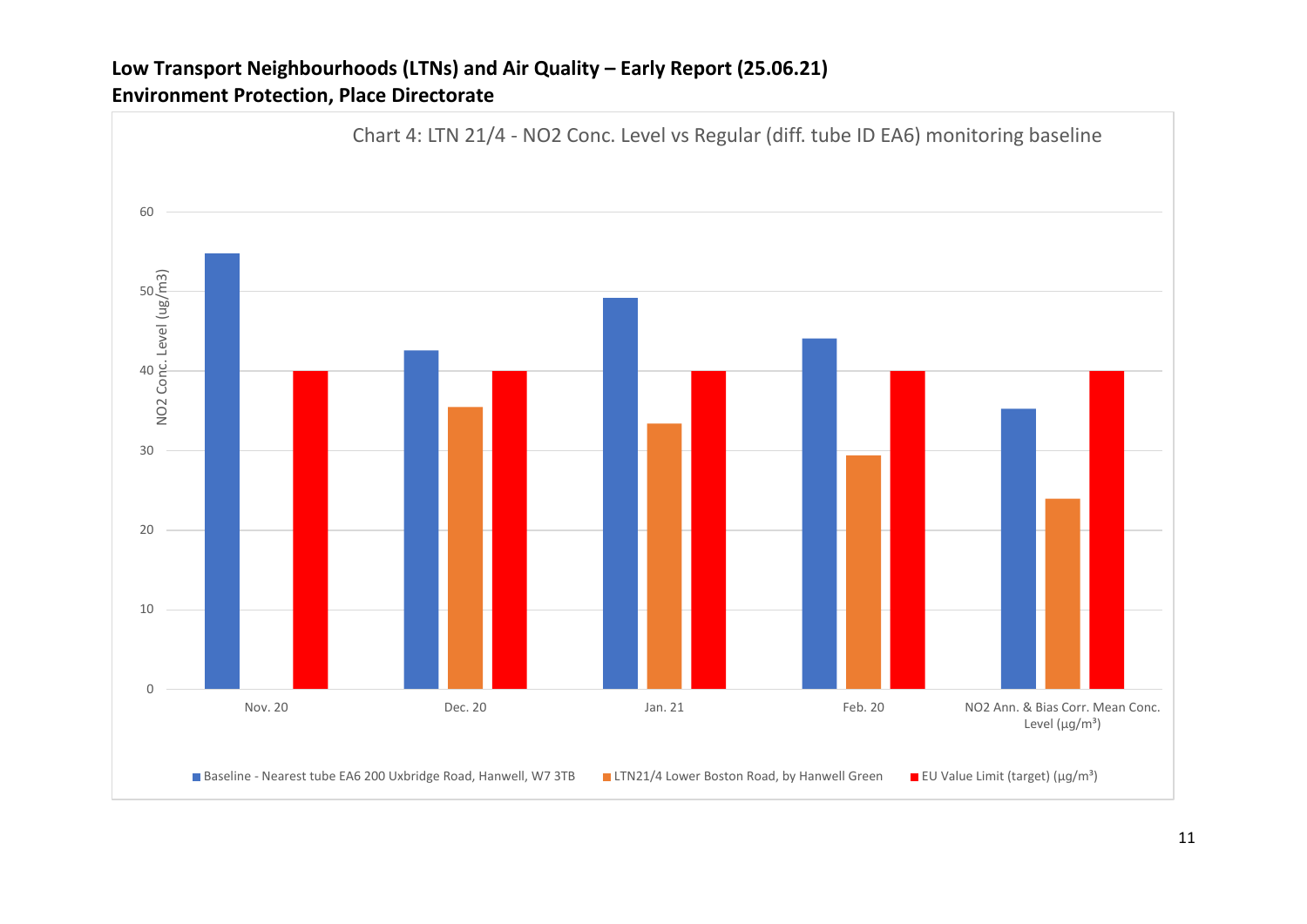**Low Transport Neighbourhoods (LTNs) and Air Quality – Early Report (25.06.21)**
**Environment Protection, Place Directorate**

Chart 4: LTN 21/4 - NO2 Conc. Level vs Regular (diff. tube ID EA6) monitoring baseline

| | Baseline - Nearest tube EA6 200 Uxbridge Road, Hanwell, W7 3TB | LTN21/4 Lower Boston Road, by Hanwell Green | EU Value Limit (target) (µg/m³) |
|---|---|---|---|
| Nov. 20 | ~55 | | 40 |
| Dec. 20 | ~42.5 | ~35.5 | 40 |
| Jan. 21 | ~49 | ~33.5 | 40 |
| Feb. 20 | ~44 | ~29.5 | 40 |
| NO2 Ann. & Bias Corr. Mean Conc. Level (µg/m³) | ~35 | ~24 | 40 |

Y-axis: NO2 Conc. Level (ug/m3), 0–60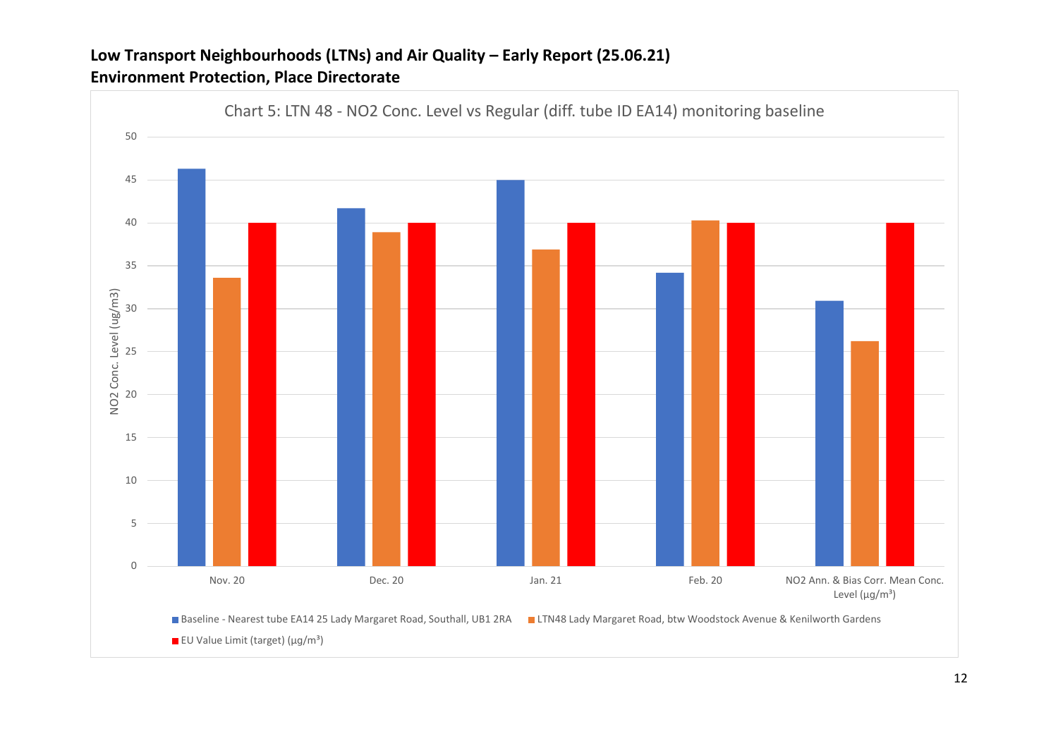**Low Transport Neighbourhoods (LTNs) and Air Quality – Early Report (25.06.21)**
**Environment Protection, Place Directorate**

Chart 5: LTN 48 - NO2 Conc. Level vs Regular (diff. tube ID EA14) monitoring baseline

| | Baseline - Nearest tube EA14 25 Lady Margaret Road, Southall, UB1 2RA | LTN48 Lady Margaret Road, btw Woodstock Avenue & Kenilworth Gardens | EU Value Limit (target) (µg/m³) |
|---|---|---|---|
| Nov. 20 | 46.3 | 33.6 | 40 |
| Dec. 20 | 41.7 | 38.9 | 40 |
| Jan. 21 | 45 | 36.9 | 40 |
| Feb. 20 | 34.2 | 40.3 | 40 |
| NO2 Ann. & Bias Corr. Mean Conc. Level (µg/m³) | 30.9 | 26.2 | 40 |

*Values are approximate, read from chart. Y-axis: NO2 Conc. Level (ug/m3), 0–50.*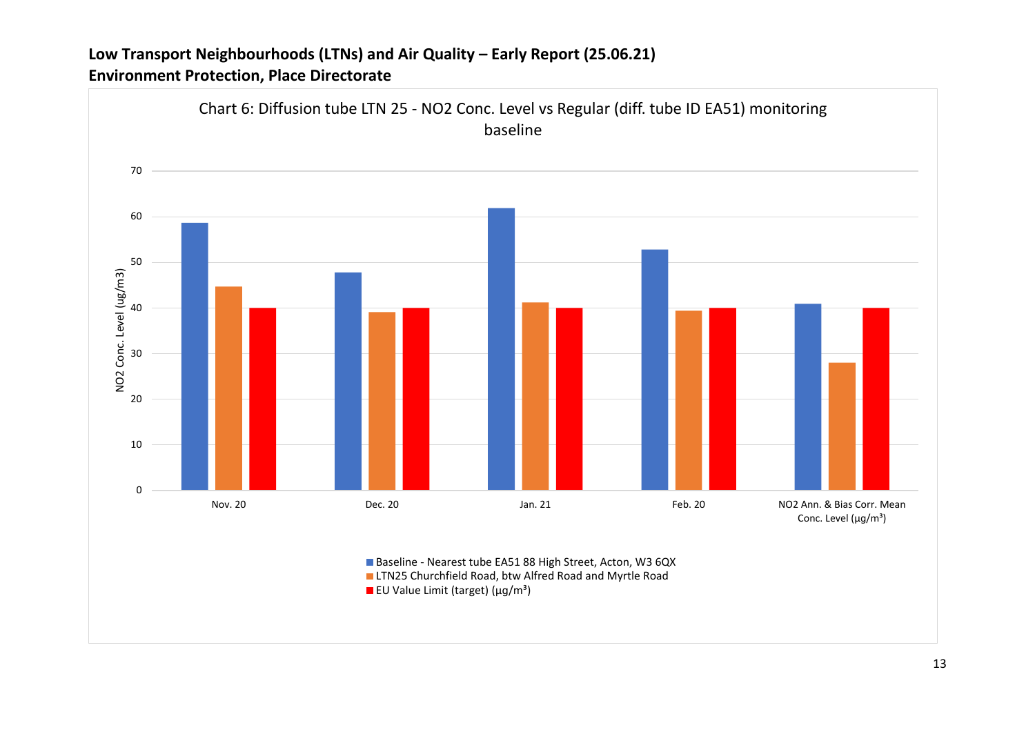**Low Transport Neighbourhoods (LTNs) and Air Quality – Early Report (25.06.21)**
**Environment Protection, Place Directorate**

Chart 6: Diffusion tube LTN 25 - NO2 Conc. Level vs Regular (diff. tube ID EA51) monitoring baseline

| | Nov. 20 | Dec. 20 | Jan. 21 | Feb. 20 | NO2 Ann. & Bias Corr. Mean Conc. Level (µg/m³) |
|---|---|---|---|---|---|
| Baseline - Nearest tube EA51 88 High Street, Acton, W3 6QX | 58.7 | 47.8 | 61.9 | 52.8 | 40.9 |
| LTN25 Churchfield Road, btw Alfred Road and Myrtle Road | 44.7 | 39.1 | 41.2 | 39.4 | 28.0 |
| EU Value Limit (target) (µg/m³) | 40 | 40 | 40 | 40 | 40 |

Y-axis: NO2 Conc. Level (ug/m3)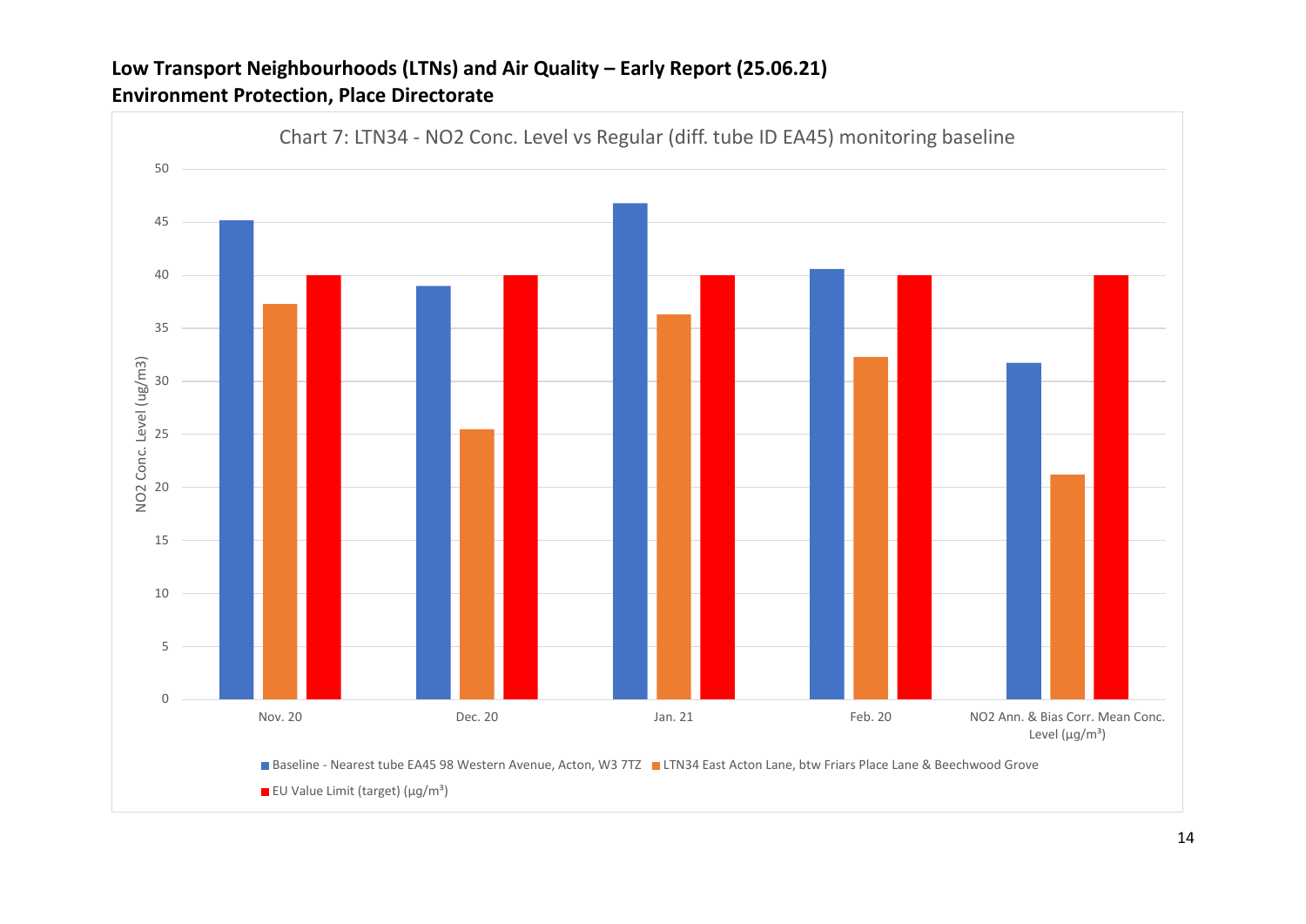**Low Transport Neighbourhoods (LTNs) and Air Quality – Early Report (25.06.21)**
**Environment Protection, Place Directorate**

Chart 7: LTN34 - NO2 Conc. Level vs Regular (diff. tube ID EA45) monitoring baseline

NO2 Conc. Level (ug/m3)

0
5
10
15
20
25
30
35
40
45
50

Nov. 20
Dec. 20
Jan. 21
Feb. 20
NO2 Ann. & Bias Corr. Mean Conc. Level (µg/m³)

Baseline - Nearest tube EA45 98 Western Avenue, Acton, W3 7TZ
LTN34 East Acton Lane, btw Friars Place Lane & Beechwood Grove
EU Value Limit (target) (µg/m³)